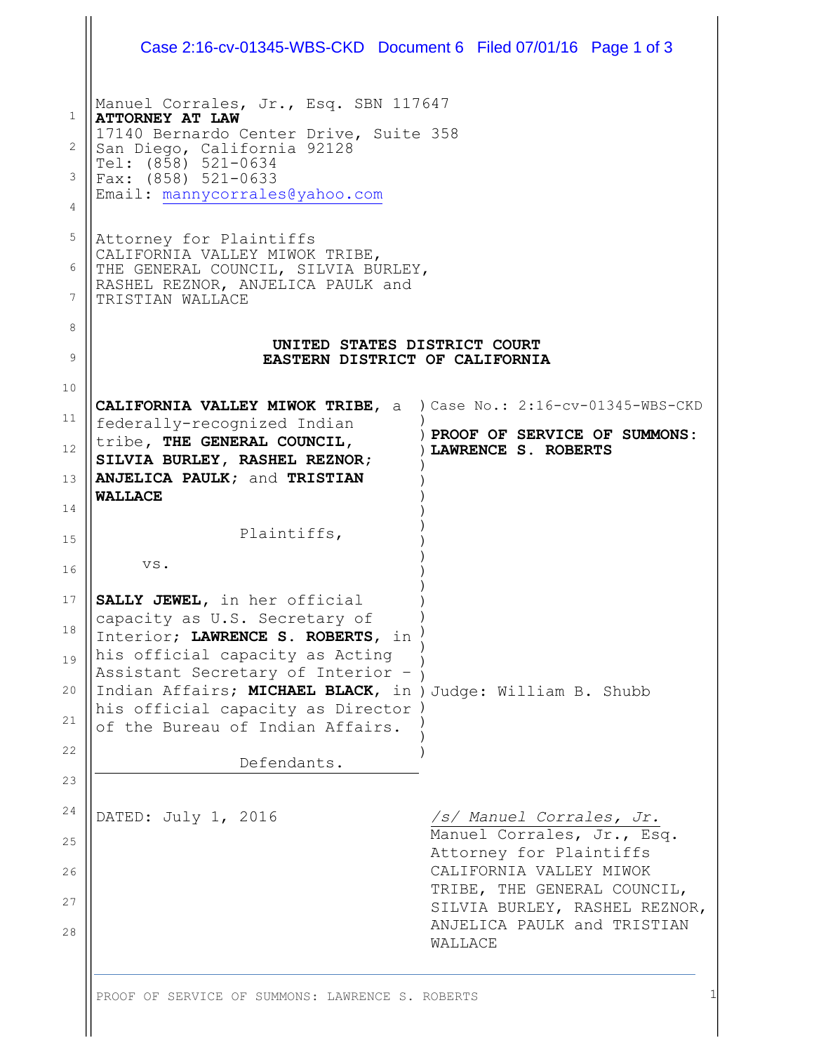Manuel Corrales, Jr., Esq. SBN 117647
**ATTORNEY AT LAW**
17140 Bernardo Center Drive, Suite 358
San Diego, California 92128
Tel: (858) 521-0634
Fax: (858) 521-0633
Email: mannycorrales@yahoo.com

Attorney for Plaintiffs
CALIFORNIA VALLEY MIWOK TRIBE,
THE GENERAL COUNCIL, SILVIA BURLEY,
RASHEL REZNOR, ANJELICA PAULK and
TRISTIAN WALLACE

**UNITED STATES DISTRICT COURT**
**EASTERN DISTRICT OF CALIFORNIA**

**CALIFORNIA VALLEY MIWOK TRIBE**, a federally-recognized Indian tribe, **THE GENERAL COUNCIL, SILVIA BURLEY, RASHEL REZNOR; ANJELICA PAULK**; and **TRISTIAN WALLACE**

Plaintiffs,

vs.

**SALLY JEWEL**, in her official capacity as U.S. Secretary of Interior; **LAWRENCE S. ROBERTS**, in his official capacity as Acting Assistant Secretary of Interior – Indian Affairs; **MICHAEL BLACK**, in his official capacity as Director of the Bureau of Indian Affairs.

Defendants.

Case No.: 2:16-cv-01345-WBS-CKD

**PROOF OF SERVICE OF SUMMONS: LAWRENCE S. ROBERTS**

Judge: William B. Shubb

DATED: July 1, 2016

*/s/ Manuel Corrales, Jr.*
Manuel Corrales, Jr., Esq.
Attorney for Plaintiffs
CALIFORNIA VALLEY MIWOK TRIBE, THE GENERAL COUNCIL, SILVIA BURLEY, RASHEL REZNOR, ANJELICA PAULK and TRISTIAN WALLACE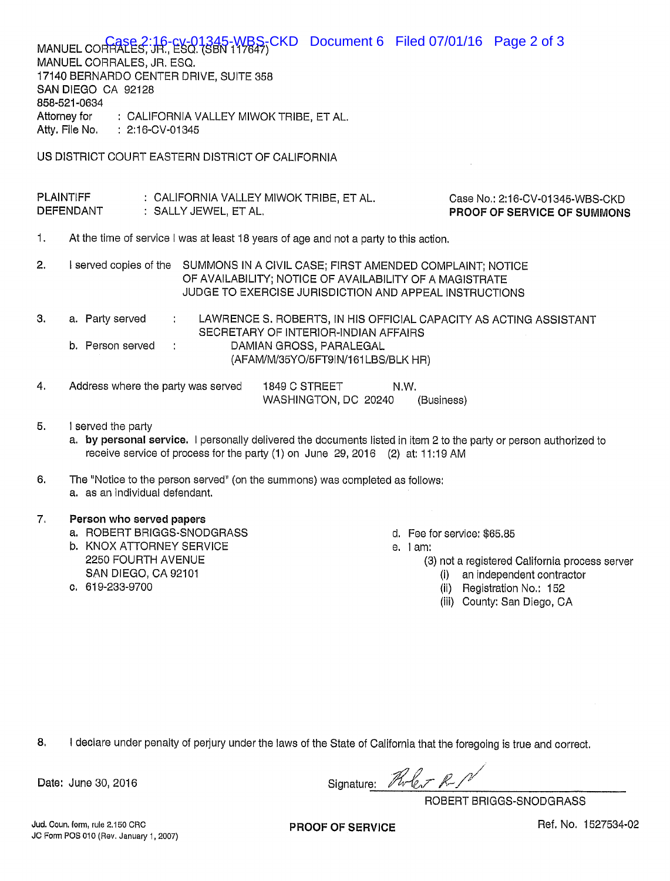MANUEL CORRALES, JR., ESQ. (SBN 117647)
MANUEL CORRALES, JR. ESQ.
17140 BERNARDO CENTER DRIVE, SUITE 358
SAN DIEGO CA 92128
858-521-0634
Attorney for : CALIFORNIA VALLEY MIWOK TRIBE, ET AL.
Atty. File No. : 2:16-CV-01345

US DISTRICT COURT EASTERN DISTRICT OF CALIFORNIA

PLAINTIFF : CALIFORNIA VALLEY MIWOK TRIBE, ET AL.
DEFENDANT : SALLY JEWEL, ET AL.

Case No.: 2:16-CV-01345-WBS-CKD
**PROOF OF SERVICE OF SUMMONS**

1. At the time of service I was at least 18 years of age and not a party to this action.

2. I served copies of the SUMMONS IN A CIVIL CASE; FIRST AMENDED COMPLAINT; NOTICE OF AVAILABILITY; NOTICE OF AVAILABILITY OF A MAGISTRATE JUDGE TO EXERCISE JURISDICTION AND APPEAL INSTRUCTIONS

3. a. Party served : LAWRENCE S. ROBERTS, IN HIS OFFICIAL CAPACITY AS ACTING ASSISTANT SECRETARY OF INTERIOR-INDIAN AFFAIRS
   b. Person served : DAMIAN GROSS, PARALEGAL (AFAM/M/35YO/5FT9IN/161LBS/BLK HR)

4. Address where the party was served 1849 C STREET N.W. WASHINGTON, DC 20240 (Business)

5. I served the party
   a. **by personal service.** I personally delivered the documents listed in item 2 to the party or person authorized to receive service of process for the party (1) on June 29, 2016 (2) at: 11:19 AM

6. The "Notice to the person served" (on the summons) was completed as follows:
   a. as an individual defendant.

7. **Person who served papers**
   a. ROBERT BRIGGS-SNODGRASS
   b. KNOX ATTORNEY SERVICE
      2250 FOURTH AVENUE
      SAN DIEGO, CA 92101
   c. 619-233-9700
   d. Fee for service: $65.85
   e. I am:
      (3) not a registered California process server
         (i) an independent contractor
         (ii) Registration No.: 152
         (iii) County: San Diego, CA

8. I declare under penalty of perjury under the laws of the State of California that the foregoing is true and correct.

Date: June 30, 2016

Signature: [signature]
ROBERT BRIGGS-SNODGRASS

Jud. Coun. form, rule 2.150 CRC
JC Form POS 010 (Rev. January 1, 2007)

**PROOF OF SERVICE**

Ref. No. 1527534-02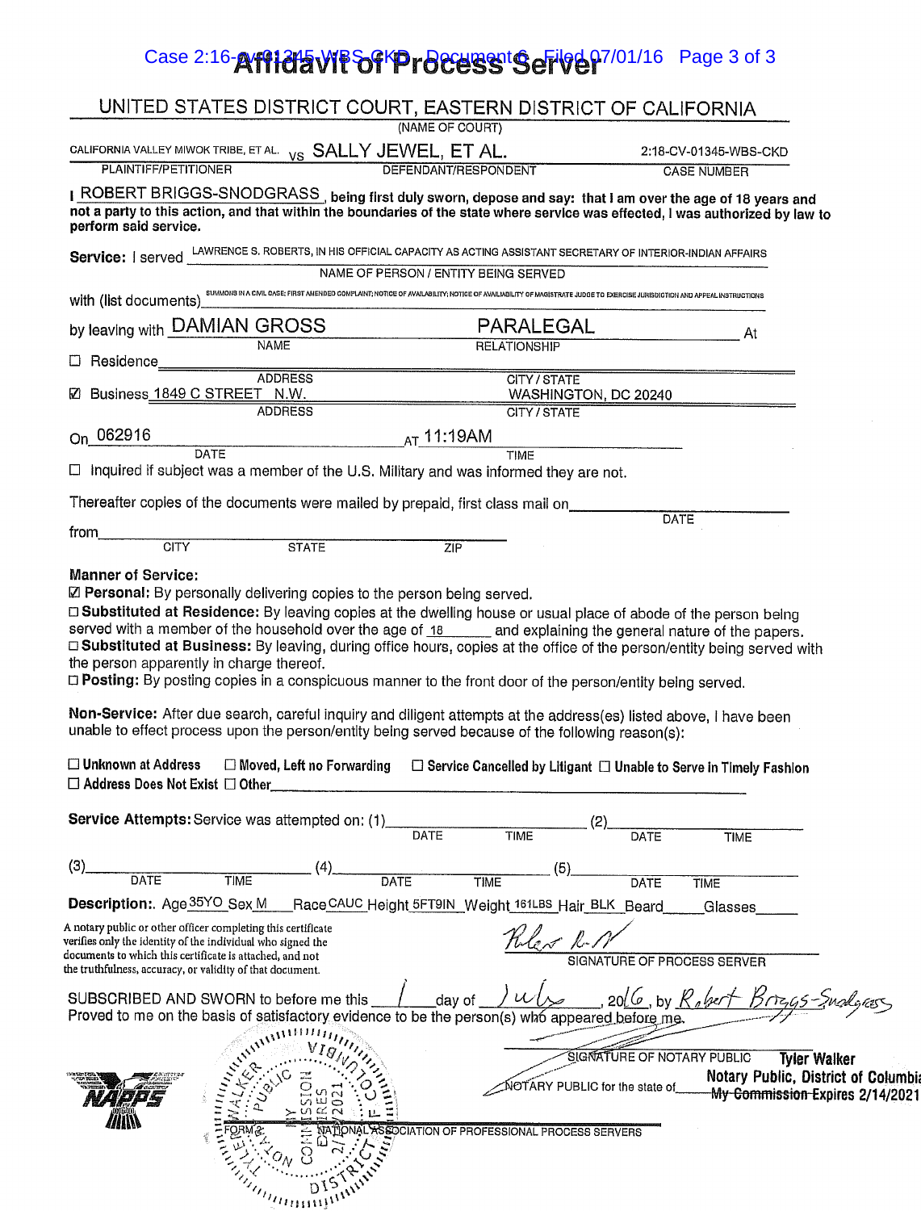# Affidavit of Process Server

UNITED STATES DISTRICT COURT, EASTERN DISTRICT OF CALIFORNIA
(NAME OF COURT)

CALIFORNIA VALLEY MIWOK TRIBE, ET AL. vs SALLY JEWEL, ET AL. — 2:18-CV-01345-WBS-CKD

PLAINTIFF/PETITIONER — DEFENDANT/RESPONDENT — CASE NUMBER

I ROBERT BRIGGS-SNODGRASS, **being first duly sworn, depose and say: that I am over the age of 18 years and not a party to this action, and that within the boundaries of the state where service was effected, I was authorized by law to perform said service.**

**Service:** I served LAWRENCE S. ROBERTS, IN HIS OFFICIAL CAPACITY AS ACTING ASSISTANT SECRETARY OF INTERIOR-INDIAN AFFAIRS
NAME OF PERSON / ENTITY BEING SERVED

with (list documents) SUMMONS IN A CIVIL CASE; FIRST AMENDED COMPLAINT; NOTICE OF AVAILABILITY; NOTICE OF AVAILABILITY OF MAGISTRATE JUDGE TO EXERCISE JURISDICTION AND APPEAL INSTRUCTIONS

by leaving with DAMIAN GROSS (NAME) PARALEGAL (RELATIONSHIP) At

☐ Residence ______ ADDRESS ______ CITY / STATE

☑ Business 1849 C STREET N.W. (ADDRESS) WASHINGTON, DC 20240 (CITY / STATE)

On 062916 (DATE) AT 11:19AM (TIME)

☐ Inquired if subject was a member of the U.S. Military and was informed they are not.

Thereafter copies of the documents were mailed by prepaid, first class mail on ______ DATE

from ______ CITY ______ STATE ______ ZIP

**Manner of Service:**

☑ **Personal:** By personally delivering copies to the person being served.
☐ **Substituted at Residence:** By leaving copies at the dwelling house or usual place of abode of the person being served with a member of the household over the age of 18 and explaining the general nature of the papers.
☐ **Substituted at Business:** By leaving, during office hours, copies at the office of the person/entity being served with the person apparently in charge thereof.
☐ **Posting:** By posting copies in a conspicuous manner to the front door of the person/entity being served.

**Non-Service:** After due search, careful inquiry and diligent attempts at the address(es) listed above, I have been unable to effect process upon the person/entity being served because of the following reason(s):

☐ **Unknown at Address** ☐ **Moved, Left no Forwarding** ☐ **Service Cancelled by Litigant** ☐ **Unable to Serve in Timely Fashion**
☐ **Address Does Not Exist** ☐ **Other** ______

**Service Attempts:** Service was attempted on: (1) ______ DATE TIME (2) ______ DATE TIME

(3) ______ DATE TIME (4) ______ DATE TIME (5) ______ DATE TIME

**Description:** Age 35YO Sex M Race CAUC Height 5FT9IN Weight 161LBS Hair BLK Beard ______ Glasses ______

A notary public or other officer completing this certificate verifies only the identity of the individual who signed the documents to which this certificate is attached, and not the truthfulness, accuracy, or validity of that document.

SIGNATURE OF PROCESS SERVER

SUBSCRIBED AND SWORN to before me this 1 day of July, 2016, by Robert Briggs-Snodgrass
Proved to me on the basis of satisfactory evidence to be the person(s) who appeared before me.

SIGNATURE OF NOTARY PUBLIC — Tyler Walker

NOTARY PUBLIC for the state of — Notary Public, District of Columbia — My Commission Expires 2/14/2021

NAPPS — FORM 2 NATIONAL ASSOCIATION OF PROFESSIONAL PROCESS SERVERS